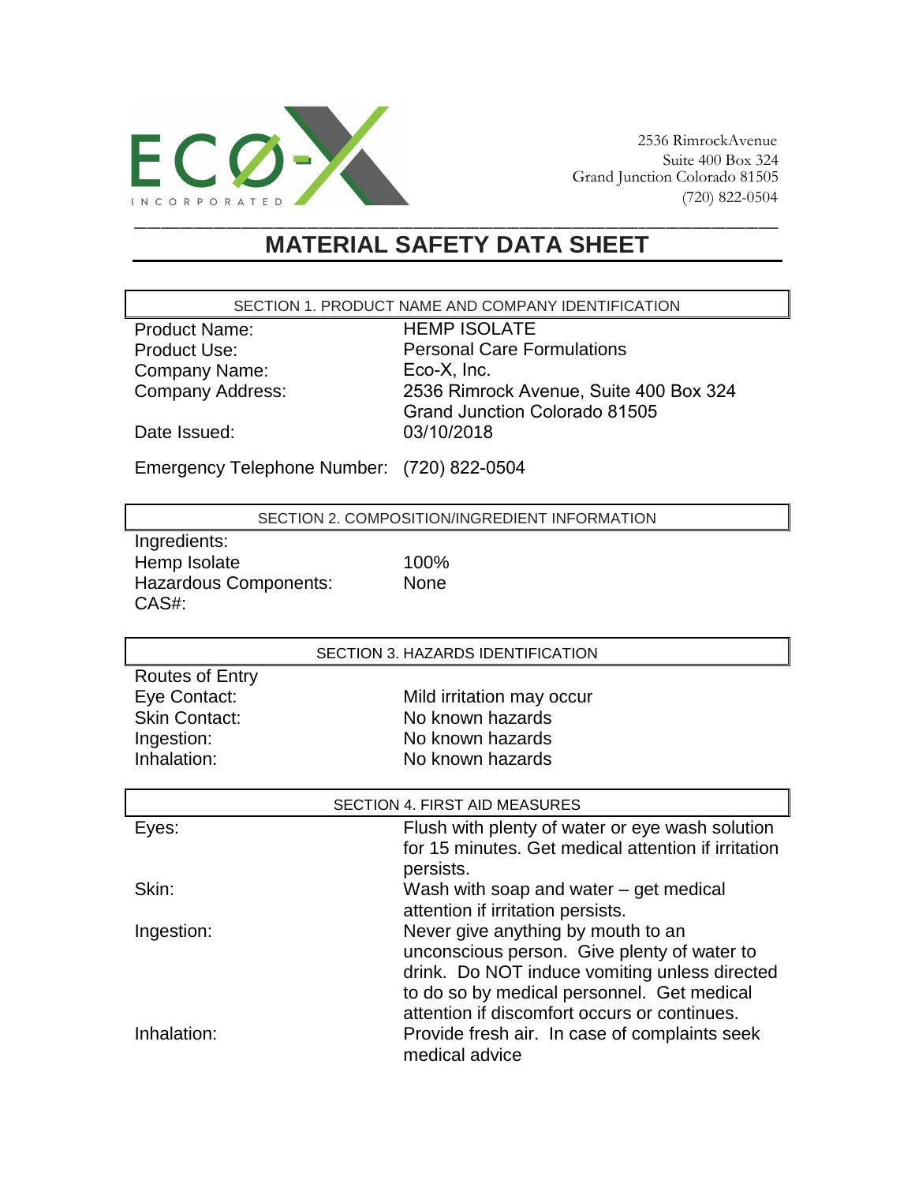ECØ-X INCORPORATED

2536 RimrockAvenue
Suite 400 Box 324
Grand Junction Colorado 81505
(720) 822-0504

# MATERIAL SAFETY DATA SHEET

## SECTION 1. PRODUCT NAME AND COMPANY IDENTIFICATION

| | |
|---|---|
| Product Name: | HEMP ISOLATE |
| Product Use: | Personal Care Formulations |
| Company Name: | Eco-X, Inc. |
| Company Address: | 2536 Rimrock Avenue, Suite 400 Box 324<br>Grand Junction Colorado 81505 |
| Date Issued: | 03/10/2018 |
| Emergency Telephone Number: | (720) 822-0504 |

## SECTION 2. COMPOSITION/INGREDIENT INFORMATION

| | |
|---|---|
| Ingredients: | |
| Hemp Isolate | 100% |
| Hazardous Components: | None |
| CAS#: | |

## SECTION 3. HAZARDS IDENTIFICATION

| | |
|---|---|
| Routes of Entry | |
| Eye Contact: | Mild irritation may occur |
| Skin Contact: | No known hazards |
| Ingestion: | No known hazards |
| Inhalation: | No known hazards |

## SECTION 4. FIRST AID MEASURES

| | |
|---|---|
| Eyes: | Flush with plenty of water or eye wash solution for 15 minutes. Get medical attention if irritation persists. |
| Skin: | Wash with soap and water – get medical attention if irritation persists. |
| Ingestion: | Never give anything by mouth to an unconscious person. Give plenty of water to drink. Do NOT induce vomiting unless directed to do so by medical personnel. Get medical attention if discomfort occurs or continues. |
| Inhalation: | Provide fresh air. In case of complaints seek medical advice |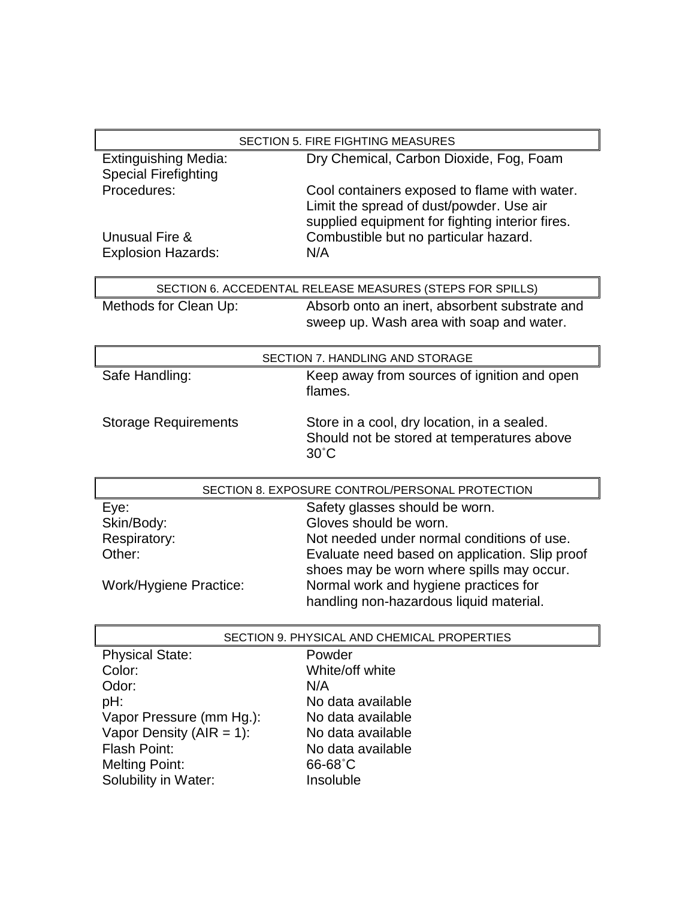## SECTION 5. FIRE FIGHTING MEASURES

| | |
|---|---|
| Extinguishing Media: | Dry Chemical, Carbon Dioxide, Fog, Foam |
| Special Firefighting Procedures: | Cool containers exposed to flame with water. Limit the spread of dust/powder. Use air supplied equipment for fighting interior fires. |
| Unusual Fire & Explosion Hazards: | Combustible but no particular hazard. N/A |

## SECTION 6. ACCEDENTAL RELEASE MEASURES (STEPS FOR SPILLS)

| | |
|---|---|
| Methods for Clean Up: | Absorb onto an inert, absorbent substrate and sweep up. Wash area with soap and water. |

## SECTION 7. HANDLING AND STORAGE

| | |
|---|---|
| Safe Handling: | Keep away from sources of ignition and open flames. |
| Storage Requirements | Store in a cool, dry location, in a sealed. Should not be stored at temperatures above 30˚C |

## SECTION 8. EXPOSURE CONTROL/PERSONAL PROTECTION

| | |
|---|---|
| Eye: | Safety glasses should be worn. |
| Skin/Body: | Gloves should be worn. |
| Respiratory: | Not needed under normal conditions of use. |
| Other: | Evaluate need based on application. Slip proof shoes may be worn where spills may occur. |
| Work/Hygiene Practice: | Normal work and hygiene practices for handling non-hazardous liquid material. |

## SECTION 9. PHYSICAL AND CHEMICAL PROPERTIES

| | |
|---|---|
| Physical State: | Powder |
| Color: | White/off white |
| Odor: | N/A |
| pH: | No data available |
| Vapor Pressure (mm Hg.): | No data available |
| Vapor Density (AIR = 1): | No data available |
| Flash Point: | No data available |
| Melting Point: | 66-68˚C |
| Solubility in Water: | Insoluble |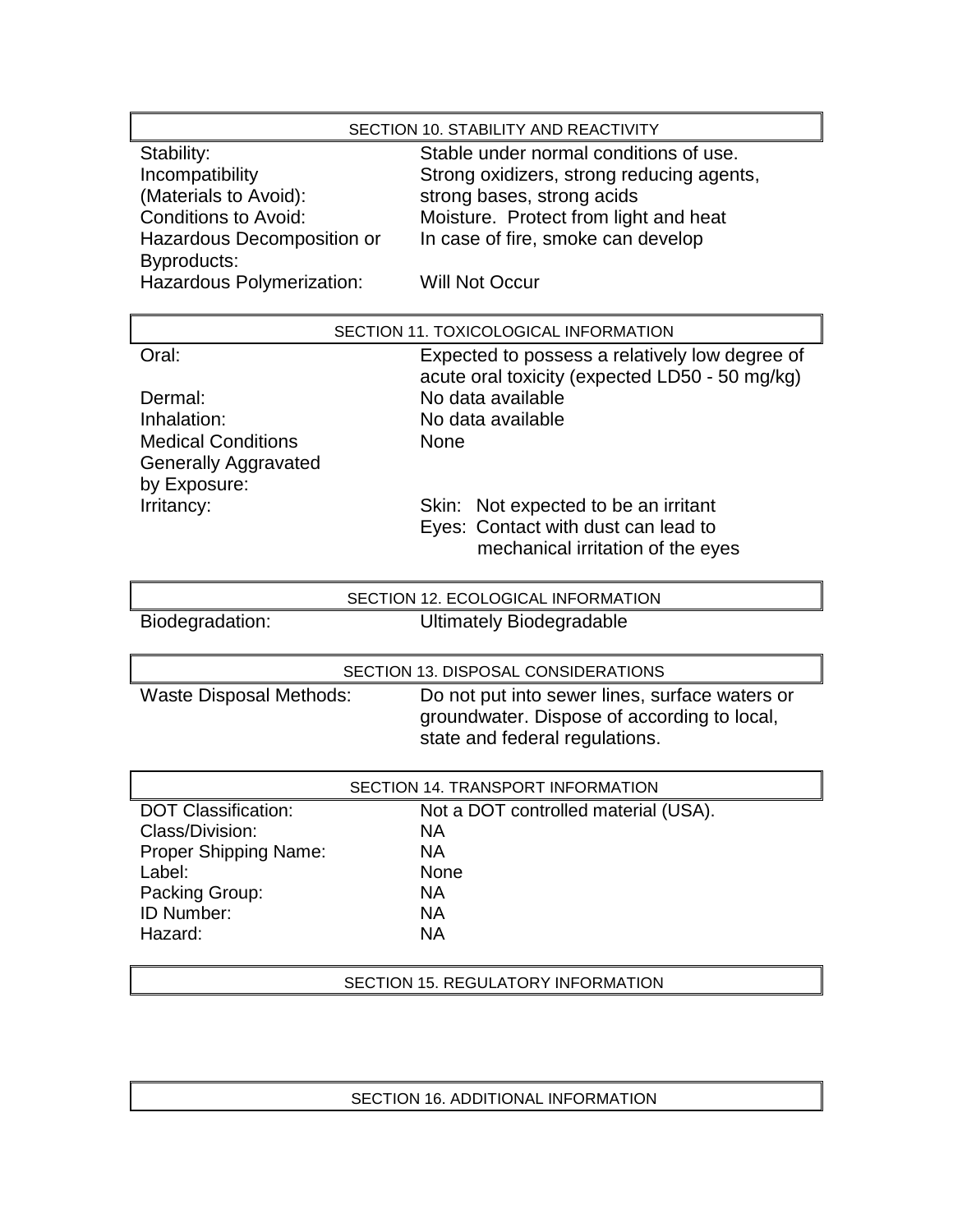## SECTION 10. STABILITY AND REACTIVITY

| | |
|---|---|
| Stability: | Stable under normal conditions of use. |
| Incompatibility (Materials to Avoid): | Strong oxidizers, strong reducing agents, strong bases, strong acids |
| Conditions to Avoid: | Moisture. Protect from light and heat |
| Hazardous Decomposition or Byproducts: | In case of fire, smoke can develop |
| Hazardous Polymerization: | Will Not Occur |

## SECTION 11. TOXICOLOGICAL INFORMATION

| | |
|---|---|
| Oral: | Expected to possess a relatively low degree of acute oral toxicity (expected LD50 - 50 mg/kg) |
| Dermal: | No data available |
| Inhalation: | No data available |
| Medical Conditions Generally Aggravated by Exposure: | None |
| Irritancy: | Skin: Not expected to be an irritant<br>Eyes: Contact with dust can lead to mechanical irritation of the eyes |

## SECTION 12. ECOLOGICAL INFORMATION

| | |
|---|---|
| Biodegradation: | Ultimately Biodegradable |

## SECTION 13. DISPOSAL CONSIDERATIONS

| | |
|---|---|
| Waste Disposal Methods: | Do not put into sewer lines, surface waters or groundwater. Dispose of according to local, state and federal regulations. |

## SECTION 14. TRANSPORT INFORMATION

| | |
|---|---|
| DOT Classification: | Not a DOT controlled material (USA). |
| Class/Division: | NA |
| Proper Shipping Name: | NA |
| Label: | None |
| Packing Group: | NA |
| ID Number: | NA |
| Hazard: | NA |

## SECTION 15. REGULATORY INFORMATION

## SECTION 16. ADDITIONAL INFORMATION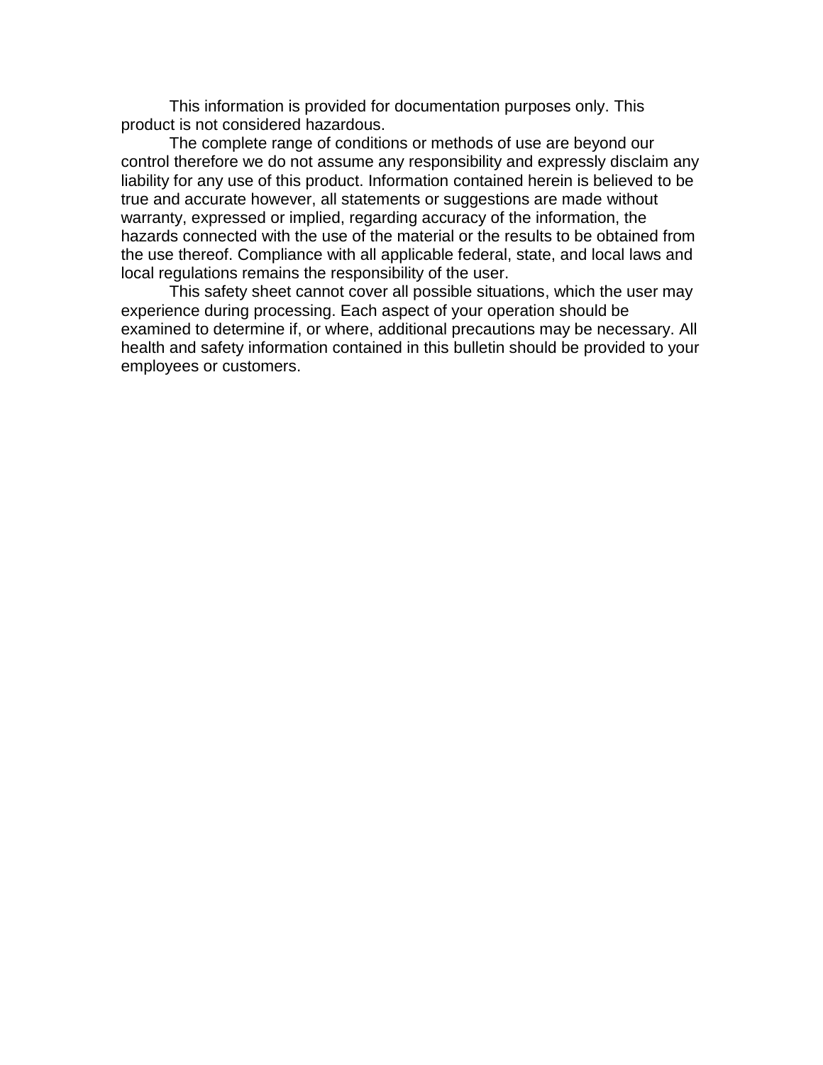This information is provided for documentation purposes only. This product is not considered hazardous.

The complete range of conditions or methods of use are beyond our control therefore we do not assume any responsibility and expressly disclaim any liability for any use of this product. Information contained herein is believed to be true and accurate however, all statements or suggestions are made without warranty, expressed or implied, regarding accuracy of the information, the hazards connected with the use of the material or the results to be obtained from the use thereof. Compliance with all applicable federal, state, and local laws and local regulations remains the responsibility of the user.

This safety sheet cannot cover all possible situations, which the user may experience during processing. Each aspect of your operation should be examined to determine if, or where, additional precautions may be necessary. All health and safety information contained in this bulletin should be provided to your employees or customers.